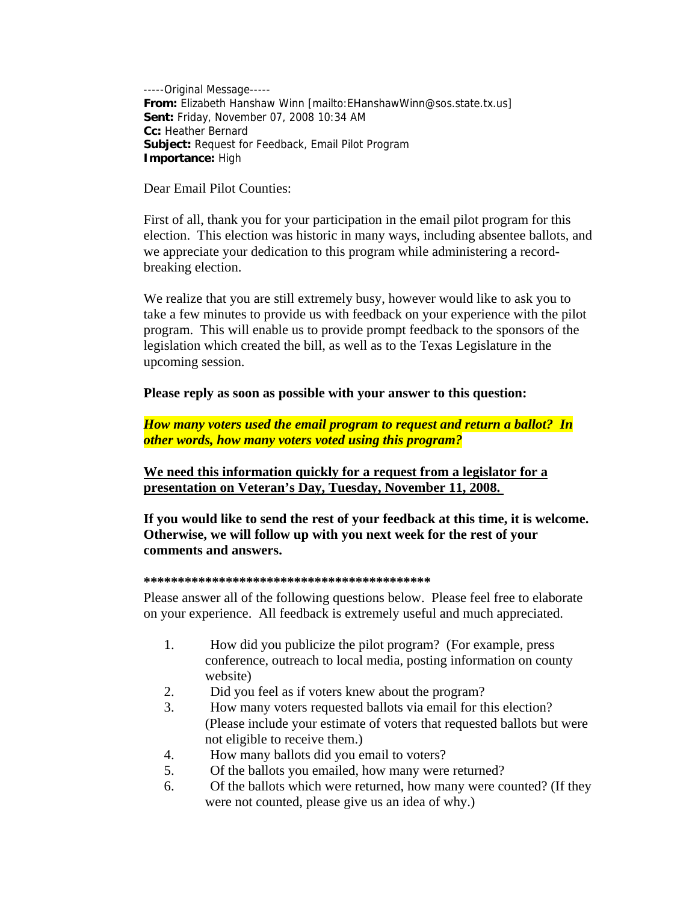-----Original Message-----
**From:** Elizabeth Hanshaw Winn [mailto:EHanshawWinn@sos.state.tx.us]
**Sent:** Friday, November 07, 2008 10:34 AM
**Cc:** Heather Bernard
**Subject:** Request for Feedback, Email Pilot Program
**Importance:** High

Dear Email Pilot Counties:

First of all, thank you for your participation in the email pilot program for this election. This election was historic in many ways, including absentee ballots, and we appreciate your dedication to this program while administering a record-breaking election.

We realize that you are still extremely busy, however would like to ask you to take a few minutes to provide us with feedback on your experience with the pilot program. This will enable us to provide prompt feedback to the sponsors of the legislation which created the bill, as well as to the Texas Legislature in the upcoming session.

**Please reply as soon as possible with your answer to this question:**

***How many voters used the email program to request and return a ballot? In other words, how many voters voted using this program?***

**<u>We need this information quickly for a request from a legislator for a presentation on Veteran's Day, Tuesday, November 11, 2008.</u>**

**If you would like to send the rest of your feedback at this time, it is welcome. Otherwise, we will follow up with you next week for the rest of your comments and answers.**

**\*\*\*\*\*\*\*\*\*\*\*\*\*\*\*\*\*\*\*\*\*\*\*\*\*\*\*\*\*\*\*\*\*\*\*\*\*\*\*\*\*\*\*\***
Please answer all of the following questions below. Please feel free to elaborate on your experience. All feedback is extremely useful and much appreciated.

1. How did you publicize the pilot program? (For example, press conference, outreach to local media, posting information on county website)
2. Did you feel as if voters knew about the program?
3. How many voters requested ballots via email for this election? (Please include your estimate of voters that requested ballots but were not eligible to receive them.)
4. How many ballots did you email to voters?
5. Of the ballots you emailed, how many were returned?
6. Of the ballots which were returned, how many were counted? (If they were not counted, please give us an idea of why.)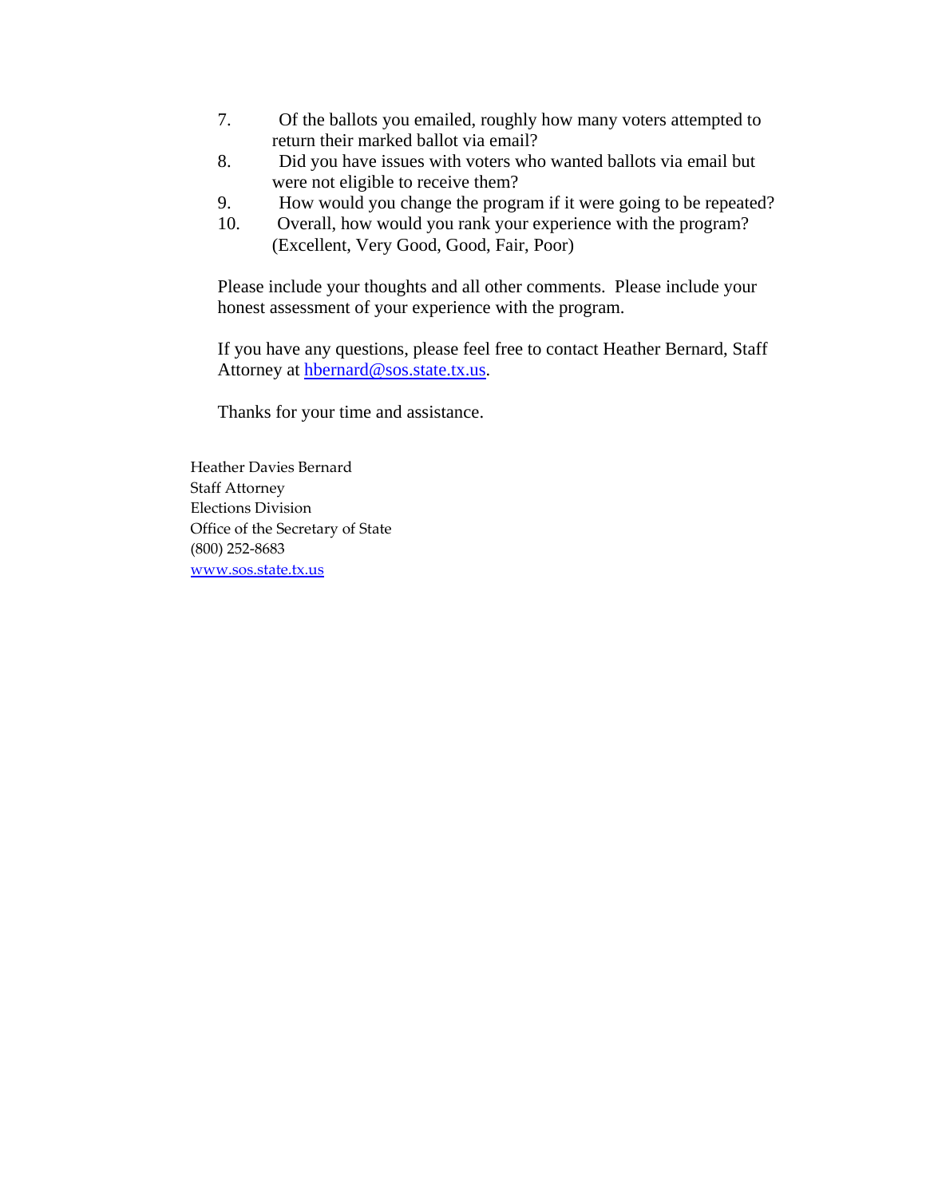7. Of the ballots you emailed, roughly how many voters attempted to return their marked ballot via email?
8. Did you have issues with voters who wanted ballots via email but were not eligible to receive them?
9. How would you change the program if it were going to be repeated?
10. Overall, how would you rank your experience with the program? (Excellent, Very Good, Good, Fair, Poor)

Please include your thoughts and all other comments. Please include your honest assessment of your experience with the program.

If you have any questions, please feel free to contact Heather Bernard, Staff Attorney at hbernard@sos.state.tx.us.

Thanks for your time and assistance.

Heather Davies Bernard
Staff Attorney
Elections Division
Office of the Secretary of State
(800) 252-8683
www.sos.state.tx.us